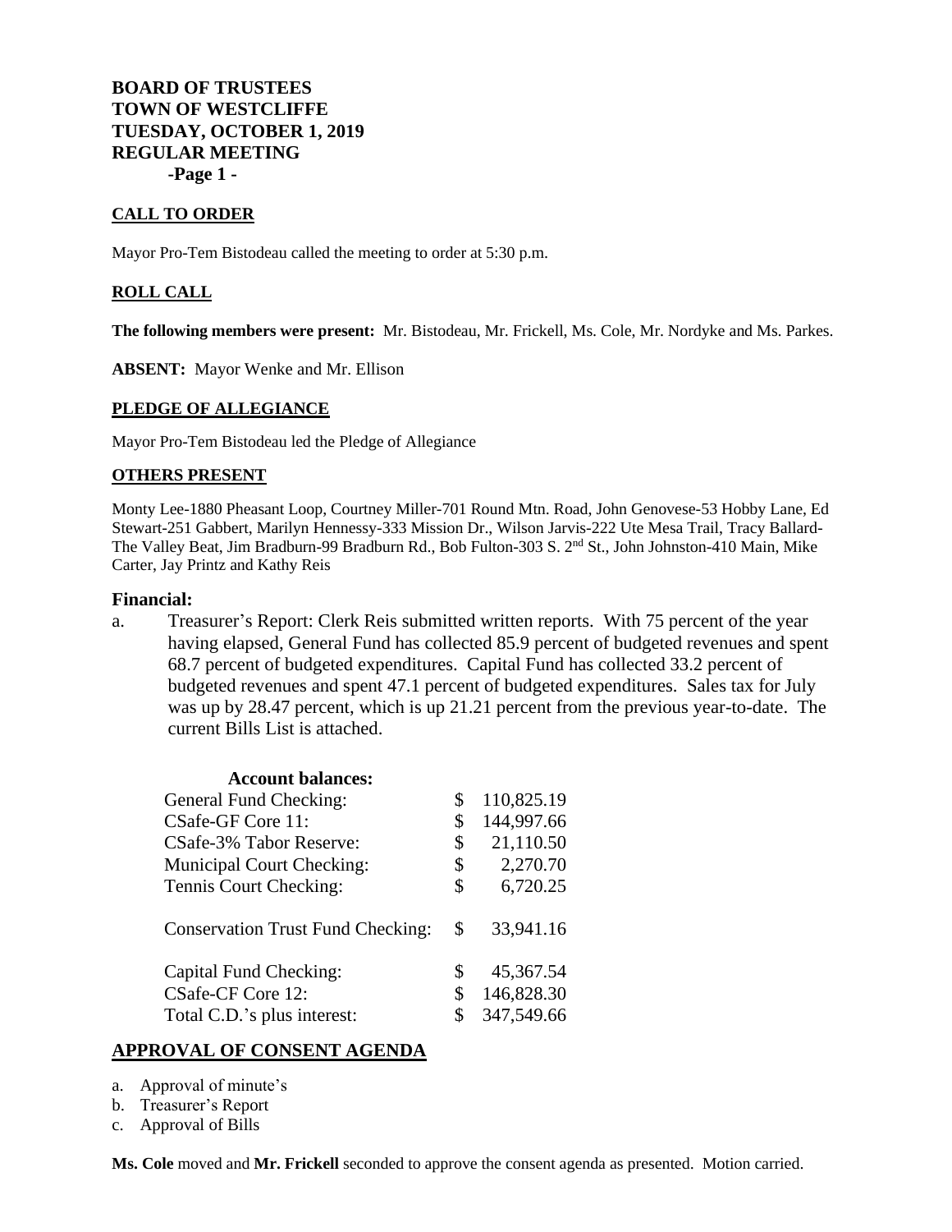**BOARD OF TRUSTEES**
**TOWN OF WESTCLIFFE**
**TUESDAY, OCTOBER 1, 2019**
**REGULAR MEETING**

## CALL TO ORDER

Mayor Pro-Tem Bistodeau called the meeting to order at 5:30 p.m.

## ROLL CALL

**The following members were present:** Mr. Bistodeau, Mr. Frickell, Ms. Cole, Mr. Nordyke and Ms. Parkes.

**ABSENT:** Mayor Wenke and Mr. Ellison

## PLEDGE OF ALLEGIANCE

Mayor Pro-Tem Bistodeau led the Pledge of Allegiance

## OTHERS PRESENT

Monty Lee-1880 Pheasant Loop, Courtney Miller-701 Round Mtn. Road, John Genovese-53 Hobby Lane, Ed Stewart-251 Gabbert, Marilyn Hennessy-333 Mission Dr., Wilson Jarvis-222 Ute Mesa Trail, Tracy Ballard-The Valley Beat, Jim Bradburn-99 Bradburn Rd., Bob Fulton-303 S. 2nd St., John Johnston-410 Main, Mike Carter, Jay Printz and Kathy Reis

## Financial:

a. Treasurer's Report: Clerk Reis submitted written reports. With 75 percent of the year having elapsed, General Fund has collected 85.9 percent of budgeted revenues and spent 68.7 percent of budgeted expenditures. Capital Fund has collected 33.2 percent of budgeted revenues and spent 47.1 percent of budgeted expenditures. Sales tax for July was up by 28.47 percent, which is up 21.21 percent from the previous year-to-date. The current Bills List is attached.

**Account balances:**

| Account | Balance |
|---|---|
| General Fund Checking: | $ 110,825.19 |
| CSafe-GF Core 11: | $ 144,997.66 |
| CSafe-3% Tabor Reserve: | $ 21,110.50 |
| Municipal Court Checking: | $ 2,270.70 |
| Tennis Court Checking: | $ 6,720.25 |
| Conservation Trust Fund Checking: | $ 33,941.16 |
| Capital Fund Checking: | $ 45,367.54 |
| CSafe-CF Core 12: | $ 146,828.30 |
| Total C.D.'s plus interest: | $ 347,549.66 |

## APPROVAL OF CONSENT AGENDA

a. Approval of minute's
b. Treasurer's Report
c. Approval of Bills

**Ms. Cole** moved and **Mr. Frickell** seconded to approve the consent agenda as presented. Motion carried.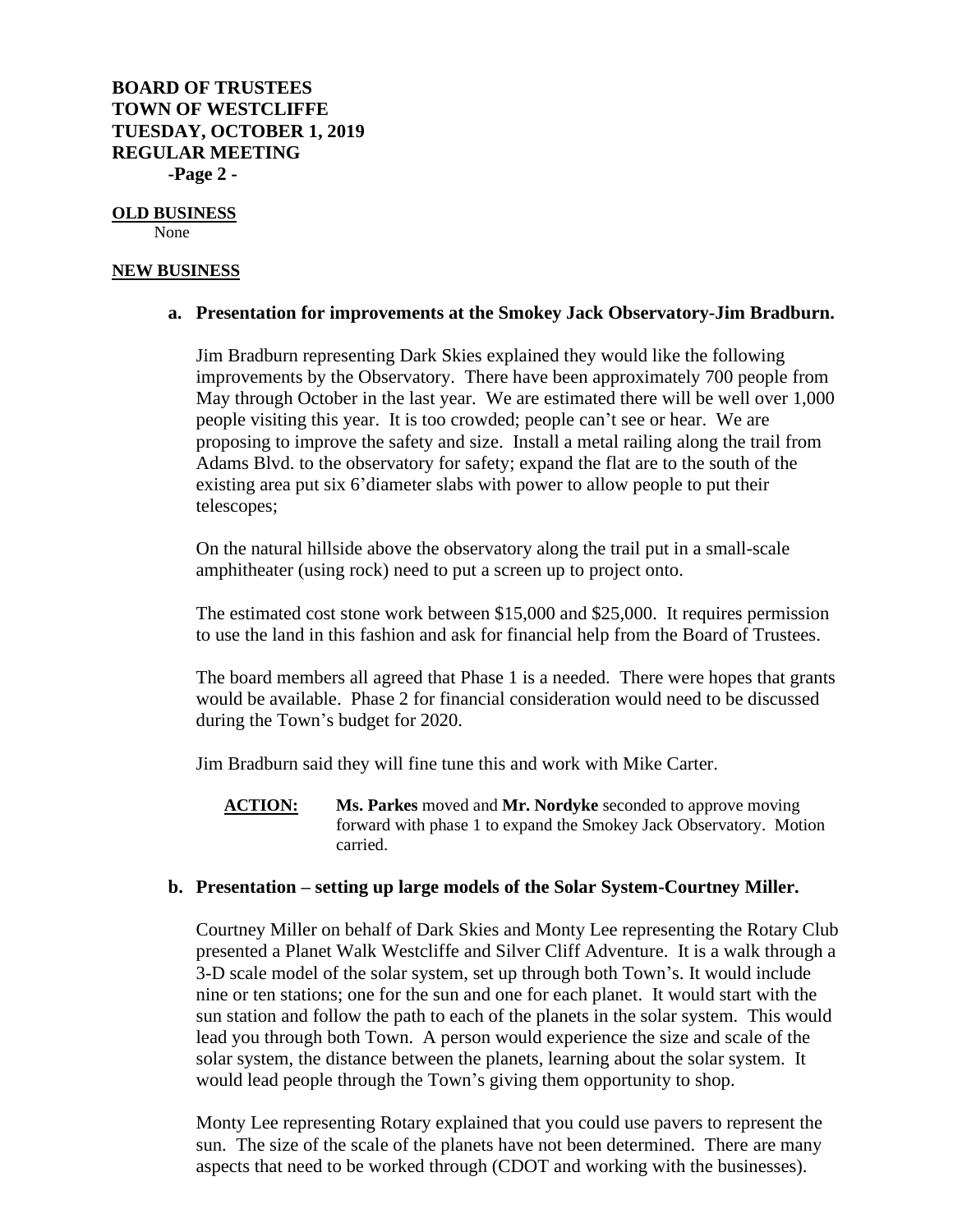**OLD BUSINESS**

None

**NEW BUSINESS**

**a. Presentation for improvements at the Smokey Jack Observatory-Jim Bradburn.**

Jim Bradburn representing Dark Skies explained they would like the following improvements by the Observatory. There have been approximately 700 people from May through October in the last year. We are estimated there will be well over 1,000 people visiting this year. It is too crowded; people can't see or hear. We are proposing to improve the safety and size. Install a metal railing along the trail from Adams Blvd. to the observatory for safety; expand the flat are to the south of the existing area put six 6'diameter slabs with power to allow people to put their telescopes;

On the natural hillside above the observatory along the trail put in a small-scale amphitheater (using rock) need to put a screen up to project onto.

The estimated cost stone work between $15,000 and $25,000. It requires permission to use the land in this fashion and ask for financial help from the Board of Trustees.

The board members all agreed that Phase 1 is a needed. There were hopes that grants would be available. Phase 2 for financial consideration would need to be discussed during the Town's budget for 2020.

Jim Bradburn said they will fine tune this and work with Mike Carter.

**ACTION:** **Ms. Parkes** moved and **Mr. Nordyke** seconded to approve moving forward with phase 1 to expand the Smokey Jack Observatory. Motion carried.

**b. Presentation – setting up large models of the Solar System-Courtney Miller.**

Courtney Miller on behalf of Dark Skies and Monty Lee representing the Rotary Club presented a Planet Walk Westcliffe and Silver Cliff Adventure. It is a walk through a 3-D scale model of the solar system, set up through both Town's. It would include nine or ten stations; one for the sun and one for each planet. It would start with the sun station and follow the path to each of the planets in the solar system. This would lead you through both Town. A person would experience the size and scale of the solar system, the distance between the planets, learning about the solar system. It would lead people through the Town's giving them opportunity to shop.

Monty Lee representing Rotary explained that you could use pavers to represent the sun. The size of the scale of the planets have not been determined. There are many aspects that need to be worked through (CDOT and working with the businesses).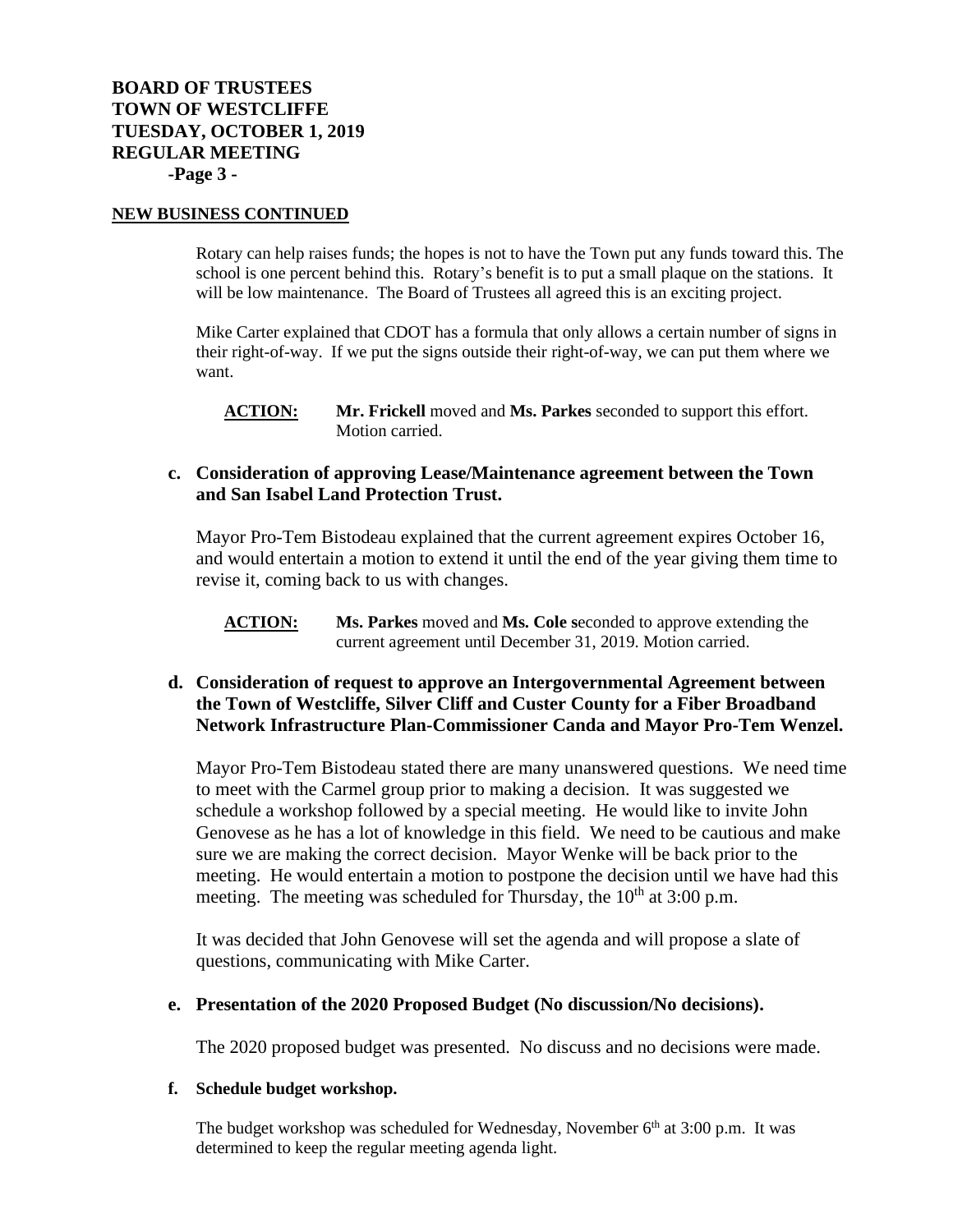## NEW BUSINESS CONTINUED

Rotary can help raises funds; the hopes is not to have the Town put any funds toward this. The school is one percent behind this. Rotary's benefit is to put a small plaque on the stations. It will be low maintenance. The Board of Trustees all agreed this is an exciting project.

Mike Carter explained that CDOT has a formula that only allows a certain number of signs in their right-of-way. If we put the signs outside their right-of-way, we can put them where we want.

**ACTION:** **Mr. Frickell** moved and **Ms. Parkes** seconded to support this effort. Motion carried.

**c. Consideration of approving Lease/Maintenance agreement between the Town and San Isabel Land Protection Trust.**

Mayor Pro-Tem Bistodeau explained that the current agreement expires October 16, and would entertain a motion to extend it until the end of the year giving them time to revise it, coming back to us with changes.

**ACTION:** **Ms. Parkes** moved and **Ms. Cole s**econded to approve extending the current agreement until December 31, 2019. Motion carried.

**d. Consideration of request to approve an Intergovernmental Agreement between the Town of Westcliffe, Silver Cliff and Custer County for a Fiber Broadband Network Infrastructure Plan-Commissioner Canda and Mayor Pro-Tem Wenzel.**

Mayor Pro-Tem Bistodeau stated there are many unanswered questions. We need time to meet with the Carmel group prior to making a decision. It was suggested we schedule a workshop followed by a special meeting. He would like to invite John Genovese as he has a lot of knowledge in this field. We need to be cautious and make sure we are making the correct decision. Mayor Wenke will be back prior to the meeting. He would entertain a motion to postpone the decision until we have had this meeting. The meeting was scheduled for Thursday, the 10th at 3:00 p.m.

It was decided that John Genovese will set the agenda and will propose a slate of questions, communicating with Mike Carter.

**e. Presentation of the 2020 Proposed Budget (No discussion/No decisions).**

The 2020 proposed budget was presented. No discuss and no decisions were made.

**f. Schedule budget workshop.**

The budget workshop was scheduled for Wednesday, November 6th at 3:00 p.m. It was determined to keep the regular meeting agenda light.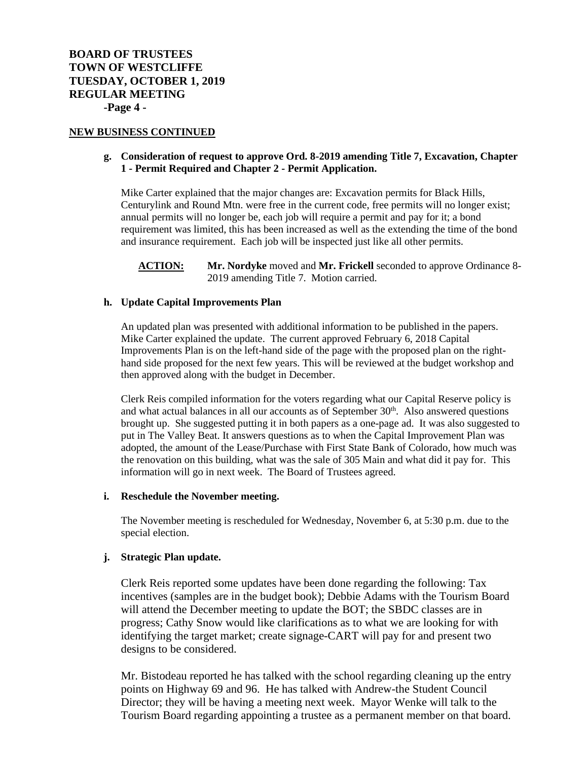## NEW BUSINESS CONTINUED

**g. Consideration of request to approve Ord. 8-2019 amending Title 7, Excavation, Chapter 1 - Permit Required and Chapter 2 - Permit Application.**

Mike Carter explained that the major changes are: Excavation permits for Black Hills, Centurylink and Round Mtn. were free in the current code, free permits will no longer exist; annual permits will no longer be, each job will require a permit and pay for it; a bond requirement was limited, this has been increased as well as the extending the time of the bond and insurance requirement. Each job will be inspected just like all other permits.

**ACTION:** **Mr. Nordyke** moved and **Mr. Frickell** seconded to approve Ordinance 8-2019 amending Title 7. Motion carried.

**h. Update Capital Improvements Plan**

An updated plan was presented with additional information to be published in the papers. Mike Carter explained the update. The current approved February 6, 2018 Capital Improvements Plan is on the left-hand side of the page with the proposed plan on the right-hand side proposed for the next few years. This will be reviewed at the budget workshop and then approved along with the budget in December.

Clerk Reis compiled information for the voters regarding what our Capital Reserve policy is and what actual balances in all our accounts as of September 30th. Also answered questions brought up. She suggested putting it in both papers as a one-page ad. It was also suggested to put in The Valley Beat. It answers questions as to when the Capital Improvement Plan was adopted, the amount of the Lease/Purchase with First State Bank of Colorado, how much was the renovation on this building, what was the sale of 305 Main and what did it pay for. This information will go in next week. The Board of Trustees agreed.

**i. Reschedule the November meeting.**

The November meeting is rescheduled for Wednesday, November 6, at 5:30 p.m. due to the special election.

**j. Strategic Plan update.**

Clerk Reis reported some updates have been done regarding the following: Tax incentives (samples are in the budget book); Debbie Adams with the Tourism Board will attend the December meeting to update the BOT; the SBDC classes are in progress; Cathy Snow would like clarifications as to what we are looking for with identifying the target market; create signage-CART will pay for and present two designs to be considered.

Mr. Bistodeau reported he has talked with the school regarding cleaning up the entry points on Highway 69 and 96. He has talked with Andrew-the Student Council Director; they will be having a meeting next week. Mayor Wenke will talk to the Tourism Board regarding appointing a trustee as a permanent member on that board.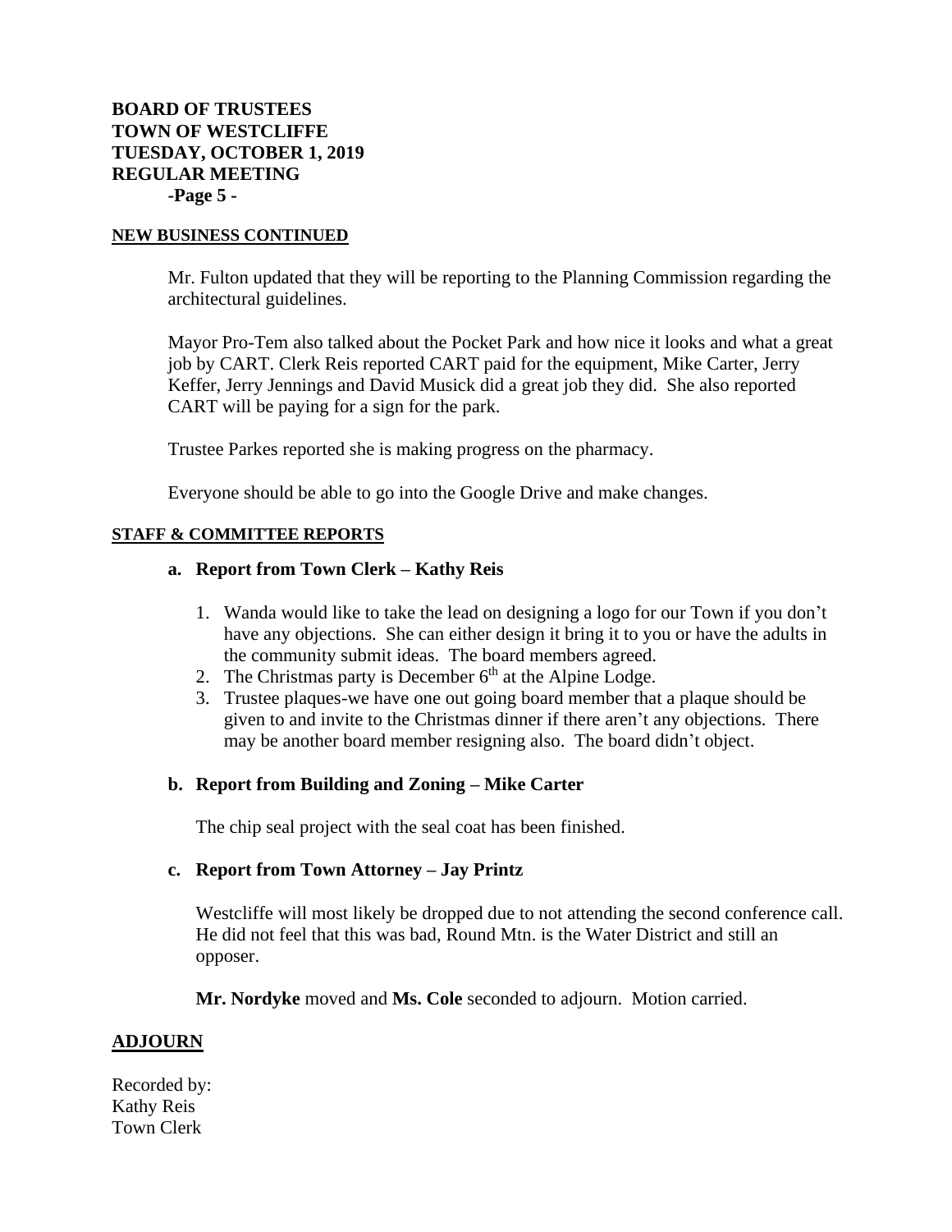**BOARD OF TRUSTEES**
**TOWN OF WESTCLIFFE**
**TUESDAY, OCTOBER 1, 2019**
**REGULAR MEETING**
**-Page 5 -**

**NEW BUSINESS CONTINUED**

Mr. Fulton updated that they will be reporting to the Planning Commission regarding the architectural guidelines.

Mayor Pro-Tem also talked about the Pocket Park and how nice it looks and what a great job by CART. Clerk Reis reported CART paid for the equipment, Mike Carter, Jerry Keffer, Jerry Jennings and David Musick did a great job they did. She also reported CART will be paying for a sign for the park.

Trustee Parkes reported she is making progress on the pharmacy.

Everyone should be able to go into the Google Drive and make changes.

**STAFF & COMMITTEE REPORTS**

**a. Report from Town Clerk – Kathy Reis**

1. Wanda would like to take the lead on designing a logo for our Town if you don't have any objections. She can either design it bring it to you or have the adults in the community submit ideas. The board members agreed.
2. The Christmas party is December 6th at the Alpine Lodge.
3. Trustee plaques-we have one out going board member that a plaque should be given to and invite to the Christmas dinner if there aren't any objections. There may be another board member resigning also. The board didn't object.

**b. Report from Building and Zoning – Mike Carter**

The chip seal project with the seal coat has been finished.

**c. Report from Town Attorney – Jay Printz**

Westcliffe will most likely be dropped due to not attending the second conference call. He did not feel that this was bad, Round Mtn. is the Water District and still an opposer.

**Mr. Nordyke** moved and **Ms. Cole** seconded to adjourn. Motion carried.

**ADJOURN**

Recorded by:
Kathy Reis
Town Clerk